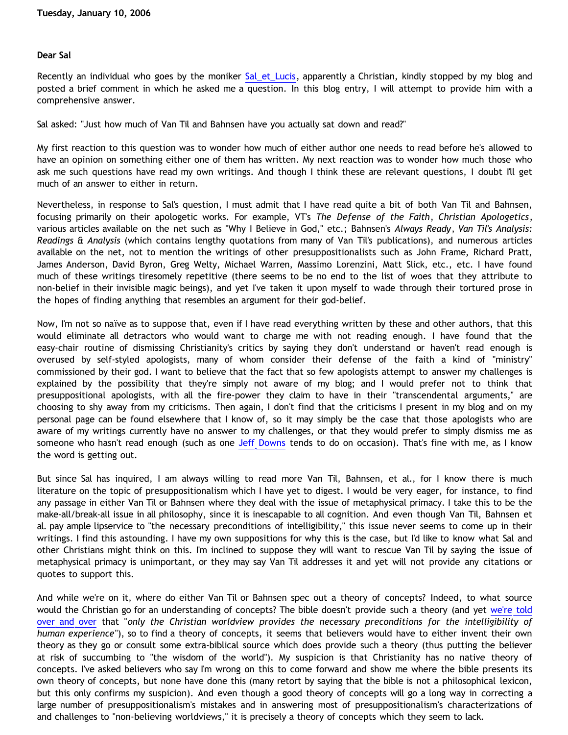**Tuesday, January 10, 2006**

**Dear Sal**

Recently an individual who goes by the moniker Sal_et_Lucis, apparently a Christian, kindly stopped by my blog and posted a brief comment in which he asked me a question. In this blog entry, I will attempt to provide him with a comprehensive answer.

Sal asked: "Just how much of Van Til and Bahnsen have you actually sat down and read?"

My first reaction to this question was to wonder how much of either author one needs to read before he's allowed to have an opinion on something either one of them has written. My next reaction was to wonder how much those who ask me such questions have read my own writings. And though I think these are relevant questions, I doubt I'll get much of an answer to either in return.

Nevertheless, in response to Sal's question, I must admit that I have read quite a bit of both Van Til and Bahnsen, focusing primarily on their apologetic works. For example, VT's *The Defense of the Faith*, *Christian Apologetics*, various articles available on the net such as "Why I Believe in God," etc.; Bahnsen's *Always Ready*, *Van Til's Analysis: Readings & Analysis* (which contains lengthy quotations from many of Van Til's publications), and numerous articles available on the net, not to mention the writings of other presuppositionalists such as John Frame, Richard Pratt, James Anderson, David Byron, Greg Welty, Michael Warren, Massimo Lorenzini, Matt Slick, etc., etc. I have found much of these writings tiresomely repetitive (there seems to be no end to the list of woes that they attribute to non-belief in their invisible magic beings), and yet I've taken it upon myself to wade through their tortured prose in the hopes of finding anything that resembles an argument for their god-belief.

Now, I'm not so naïve as to suppose that, even if I have read everything written by these and other authors, that this would eliminate all detractors who would want to charge me with not reading enough. I have found that the easy-chair routine of dismissing Christianity's critics by saying they don't understand or haven't read enough is overused by self-styled apologists, many of whom consider their defense of the faith a kind of "ministry" commissioned by their god. I want to believe that the fact that so few apologists attempt to answer my challenges is explained by the possibility that they're simply not aware of my blog; and I would prefer not to think that presuppositional apologists, with all the fire-power they claim to have in their "transcendental arguments," are choosing to shy away from my criticisms. Then again, I don't find that the criticisms I present in my blog and on my personal page can be found elsewhere that I know of, so it may simply be the case that those apologists who are aware of my writings currently have no answer to my challenges, or that they would prefer to simply dismiss me as someone who hasn't read enough (such as one Jeff Downs tends to do on occasion). That's fine with me, as I know the word is getting out.

But since Sal has inquired, I am always willing to read more Van Til, Bahnsen, et al., for I know there is much literature on the topic of presuppositionalism which I have yet to digest. I would be very eager, for instance, to find any passage in either Van Til or Bahnsen where they deal with the issue of metaphysical primacy. I take this to be the make-all/break-all issue in all philosophy, since it is inescapable to all cognition. And even though Van Til, Bahnsen et al. pay ample lipservice to "the necessary preconditions of intelligibility," this issue never seems to come up in their writings. I find this astounding. I have my own suppositions for why this is the case, but I'd like to know what Sal and other Christians might think on this. I'm inclined to suppose they will want to rescue Van Til by saying the issue of metaphysical primacy is unimportant, or they may say Van Til addresses it and yet will not provide any citations or quotes to support this.

And while we're on it, where do either Van Til or Bahnsen spec out a theory of concepts? Indeed, to what source would the Christian go for an understanding of concepts? The bible doesn't provide such a theory (and yet we're told over and over that "*only the Christian worldview provides the necessary preconditions for the intelligibility of human experience*"), so to find a theory of concepts, it seems that believers would have to either invent their own theory as they go or consult some extra-biblical source which does provide such a theory (thus putting the believer at risk of succumbing to "the wisdom of the world"). My suspicion is that Christianity has no native theory of concepts. I've asked believers who say I'm wrong on this to come forward and show me where the bible presents its own theory of concepts, but none have done this (many retort by saying that the bible is not a philosophical lexicon, but this only confirms my suspicion). And even though a good theory of concepts will go a long way in correcting a large number of presuppositionalism's mistakes and in answering most of presuppositionalism's characterizations of and challenges to "non-believing worldviews," it is precisely a theory of concepts which they seem to lack.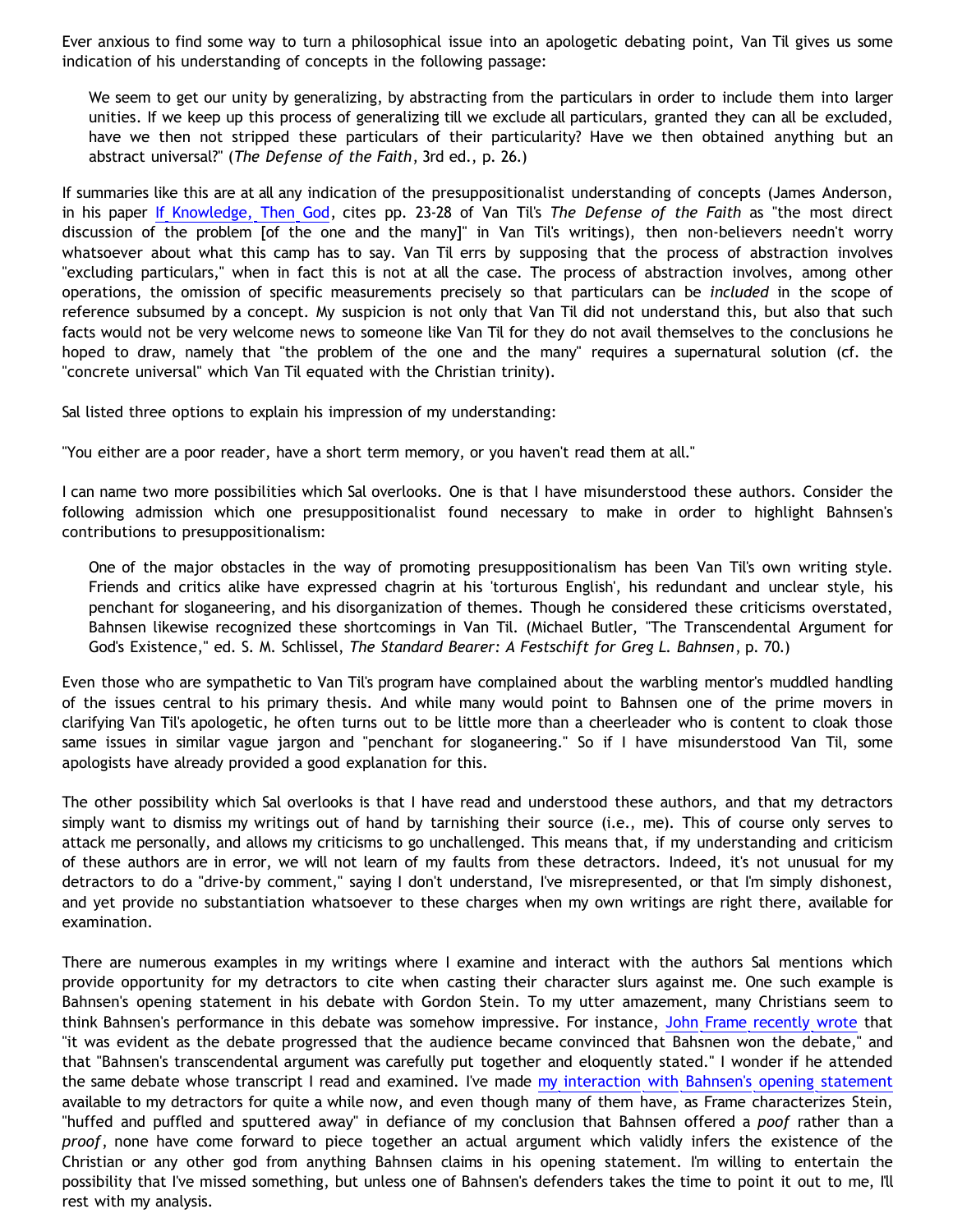Ever anxious to find some way to turn a philosophical issue into an apologetic debating point, Van Til gives us some indication of his understanding of concepts in the following passage:

> We seem to get our unity by generalizing, by abstracting from the particulars in order to include them into larger unities. If we keep up this process of generalizing till we exclude all particulars, granted they can all be excluded, have we then not stripped these particulars of their particularity? Have we then obtained anything but an abstract universal?" (*The Defense of the Faith*, 3rd ed., p. 26.)

If summaries like this are at all any indication of the presuppositionalist understanding of concepts (James Anderson, in his paper [If Knowledge, Then God](), cites pp. 23-28 of Van Til's *The Defense of the Faith* as "the most direct discussion of the problem [of the one and the many]" in Van Til's writings), then non-believers needn't worry whatsoever about what this camp has to say. Van Til errs by supposing that the process of abstraction involves "excluding particulars," when in fact this is not at all the case. The process of abstraction involves, among other operations, the omission of specific measurements precisely so that particulars can be *included* in the scope of reference subsumed by a concept. My suspicion is not only that Van Til did not understand this, but also that such facts would not be very welcome news to someone like Van Til for they do not avail themselves to the conclusions he hoped to draw, namely that "the problem of the one and the many" requires a supernatural solution (cf. the "concrete universal" which Van Til equated with the Christian trinity).

Sal listed three options to explain his impression of my understanding:

"You either are a poor reader, have a short term memory, or you haven't read them at all."

I can name two more possibilities which Sal overlooks. One is that I have misunderstood these authors. Consider the following admission which one presuppositionalist found necessary to make in order to highlight Bahnsen's contributions to presuppositionalism:

> One of the major obstacles in the way of promoting presuppositionalism has been Van Til's own writing style. Friends and critics alike have expressed chagrin at his 'torturous English', his redundant and unclear style, his penchant for sloganeering, and his disorganization of themes. Though he considered these criticisms overstated, Bahnsen likewise recognized these shortcomings in Van Til. (Michael Butler, "The Transcendental Argument for God's Existence," ed. S. M. Schlissel, *The Standard Bearer: A Festschift for Greg L. Bahnsen*, p. 70.)

Even those who are sympathetic to Van Til's program have complained about the warbling mentor's muddled handling of the issues central to his primary thesis. And while many would point to Bahnsen one of the prime movers in clarifying Van Til's apologetic, he often turns out to be little more than a cheerleader who is content to cloak those same issues in similar vague jargon and "penchant for sloganeering." So if I have misunderstood Van Til, some apologists have already provided a good explanation for this.

The other possibility which Sal overlooks is that I have read and understood these authors, and that my detractors simply want to dismiss my writings out of hand by tarnishing their source (i.e., me). This of course only serves to attack me personally, and allows my criticisms to go unchallenged. This means that, if my understanding and criticism of these authors are in error, we will not learn of my faults from these detractors. Indeed, it's not unusual for my detractors to do a "drive-by comment," saying I don't understand, I've misrepresented, or that I'm simply dishonest, and yet provide no substantiation whatsoever to these charges when my own writings are right there, available for examination.

There are numerous examples in my writings where I examine and interact with the authors Sal mentions which provide opportunity for my detractors to cite when casting their character slurs against me. One such example is Bahnsen's opening statement in his debate with Gordon Stein. To my utter amazement, many Christians seem to think Bahnsen's performance in this debate was somehow impressive. For instance, [John Frame recently wrote]() that "it was evident as the debate progressed that the audience became convinced that Bahsnen won the debate," and that "Bahnsen's transcendental argument was carefully put together and eloquently stated." I wonder if he attended the same debate whose transcript I read and examined. I've made [my interaction with Bahnsen's opening statement]() available to my detractors for quite a while now, and even though many of them have, as Frame characterizes Stein, "huffed and puffled and sputtered away" in defiance of my conclusion that Bahnsen offered a *poof* rather than a *proof*, none have come forward to piece together an actual argument which validly infers the existence of the Christian or any other god from anything Bahnsen claims in his opening statement. I'm willing to entertain the possibility that I've missed something, but unless one of Bahnsen's defenders takes the time to point it out to me, I'll rest with my analysis.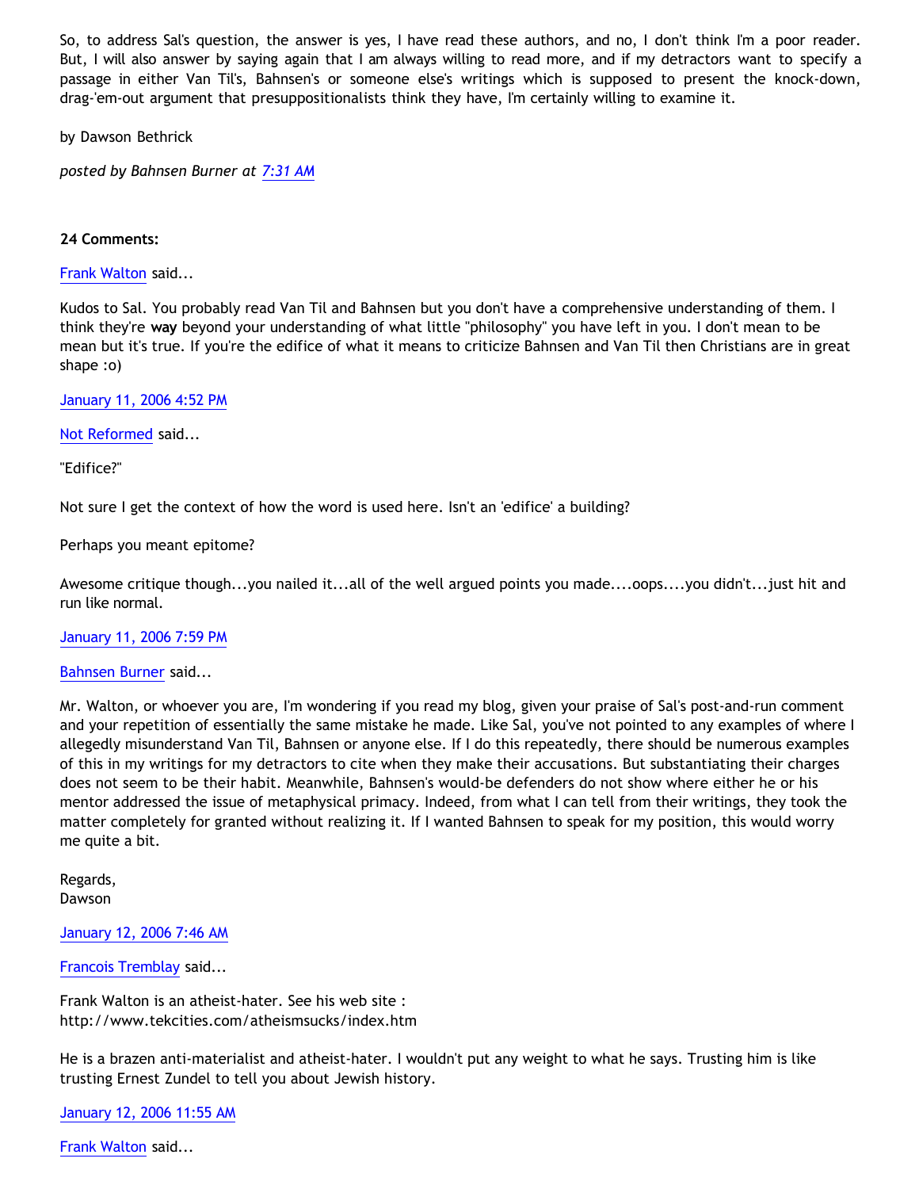So, to address Sal's question, the answer is yes, I have read these authors, and no, I don't think I'm a poor reader. But, I will also answer by saying again that I am always willing to read more, and if my detractors want to specify a passage in either Van Til's, Bahnsen's or someone else's writings which is supposed to present the knock-down, drag-'em-out argument that presuppositionalists think they have, I'm certainly willing to examine it.

by Dawson Bethrick

*posted by Bahnsen Burner at 7:31 AM*

**24 Comments:**

Frank Walton said...

Kudos to Sal. You probably read Van Til and Bahnsen but you don't have a comprehensive understanding of them. I think they're **way** beyond your understanding of what little "philosophy" you have left in you. I don't mean to be mean but it's true. If you're the edifice of what it means to criticize Bahnsen and Van Til then Christians are in great shape :o)

January 11, 2006 4:52 PM

Not Reformed said...

"Edifice?"

Not sure I get the context of how the word is used here. Isn't an 'edifice' a building?

Perhaps you meant epitome?

Awesome critique though...you nailed it...all of the well argued points you made....oops....you didn't...just hit and run like normal.

January 11, 2006 7:59 PM

Bahnsen Burner said...

Mr. Walton, or whoever you are, I'm wondering if you read my blog, given your praise of Sal's post-and-run comment and your repetition of essentially the same mistake he made. Like Sal, you've not pointed to any examples of where I allegedly misunderstand Van Til, Bahnsen or anyone else. If I do this repeatedly, there should be numerous examples of this in my writings for my detractors to cite when they make their accusations. But substantiating their charges does not seem to be their habit. Meanwhile, Bahnsen's would-be defenders do not show where either he or his mentor addressed the issue of metaphysical primacy. Indeed, from what I can tell from their writings, they took the matter completely for granted without realizing it. If I wanted Bahnsen to speak for my position, this would worry me quite a bit.

Regards,
Dawson

January 12, 2006 7:46 AM

Francois Tremblay said...

Frank Walton is an atheist-hater. See his web site :
http://www.tekcities.com/atheismsucks/index.htm

He is a brazen anti-materialist and atheist-hater. I wouldn't put any weight to what he says. Trusting him is like trusting Ernest Zundel to tell you about Jewish history.

January 12, 2006 11:55 AM

Frank Walton said...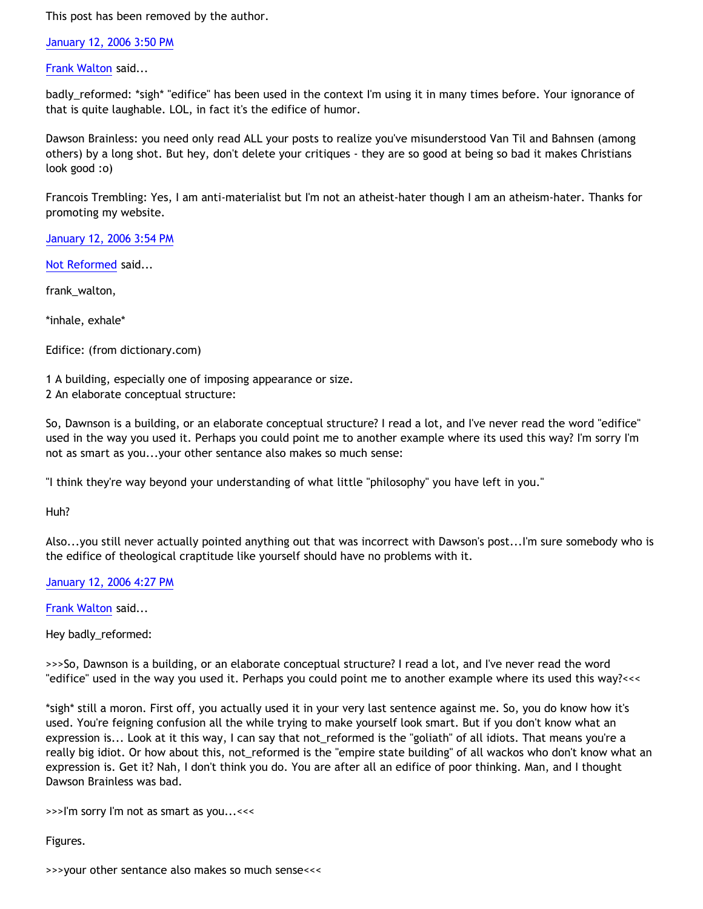This post has been removed by the author.

January 12, 2006 3:50 PM

Frank Walton said...

badly_reformed: *sigh* "edifice" has been used in the context I'm using it in many times before. Your ignorance of that is quite laughable. LOL, in fact it's the edifice of humor.

Dawson Brainless: you need only read ALL your posts to realize you've misunderstood Van Til and Bahnsen (among others) by a long shot. But hey, don't delete your critiques - they are so good at being so bad it makes Christians look good :o)

Francois Trembling: Yes, I am anti-materialist but I'm not an atheist-hater though I am an atheism-hater. Thanks for promoting my website.

January 12, 2006 3:54 PM

Not Reformed said...

frank_walton,

*inhale, exhale*

Edifice: (from dictionary.com)

1 A building, especially one of imposing appearance or size.
2 An elaborate conceptual structure:

So, Dawnson is a building, or an elaborate conceptual structure? I read a lot, and I've never read the word "edifice" used in the way you used it. Perhaps you could point me to another example where its used this way? I'm sorry I'm not as smart as you...your other sentance also makes so much sense:

"I think they're way beyond your understanding of what little "philosophy" you have left in you."

Huh?

Also...you still never actually pointed anything out that was incorrect with Dawson's post...I'm sure somebody who is the edifice of theological craptitude like yourself should have no problems with it.

January 12, 2006 4:27 PM

Frank Walton said...

Hey badly_reformed:

>>>So, Dawnson is a building, or an elaborate conceptual structure? I read a lot, and I've never read the word "edifice" used in the way you used it. Perhaps you could point me to another example where its used this way?<<<

*sigh* still a moron. First off, you actually used it in your very last sentence against me. So, you do know how it's used. You're feigning confusion all the while trying to make yourself look smart. But if you don't know what an expression is... Look at it this way, I can say that not_reformed is the "goliath" of all idiots. That means you're a really big idiot. Or how about this, not_reformed is the "empire state building" of all wackos who don't know what an expression is. Get it? Nah, I don't think you do. You are after all an edifice of poor thinking. Man, and I thought Dawson Brainless was bad.

>>>I'm sorry I'm not as smart as you...<<<

Figures.

>>>your other sentance also makes so much sense<<<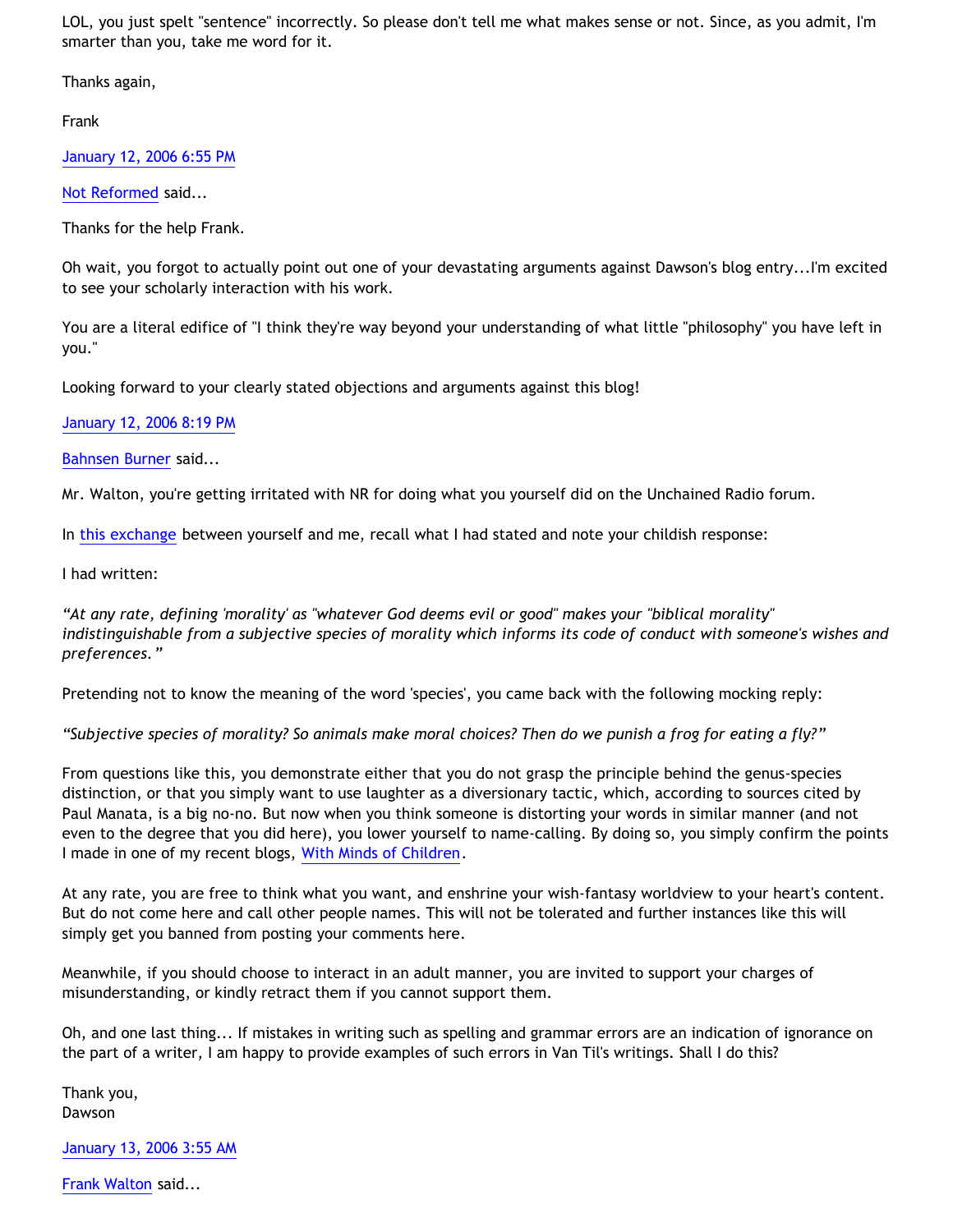LOL, you just spelt "sentence" incorrectly. So please don't tell me what makes sense or not. Since, as you admit, I'm smarter than you, take me word for it.

Thanks again,

Frank

January 12, 2006 6:55 PM

Not Reformed said...

Thanks for the help Frank.

Oh wait, you forgot to actually point out one of your devastating arguments against Dawson's blog entry...I'm excited to see your scholarly interaction with his work.

You are a literal edifice of "I think they're way beyond your understanding of what little "philosophy" you have left in you."

Looking forward to your clearly stated objections and arguments against this blog!

January 12, 2006 8:19 PM

Bahnsen Burner said...

Mr. Walton, you're getting irritated with NR for doing what you yourself did on the Unchained Radio forum.

In this exchange between yourself and me, recall what I had stated and note your childish response:

I had written:

*“At any rate, defining 'morality' as "whatever God deems evil or good" makes your "biblical morality" indistinguishable from a subjective species of morality which informs its code of conduct with someone's wishes and preferences.”*

Pretending not to know the meaning of the word 'species', you came back with the following mocking reply:

*“Subjective species of morality? So animals make moral choices? Then do we punish a frog for eating a fly?”*

From questions like this, you demonstrate either that you do not grasp the principle behind the genus-species distinction, or that you simply want to use laughter as a diversionary tactic, which, according to sources cited by Paul Manata, is a big no-no. But now when you think someone is distorting your words in similar manner (and not even to the degree that you did here), you lower yourself to name-calling. By doing so, you simply confirm the points I made in one of my recent blogs, With Minds of Children.

At any rate, you are free to think what you want, and enshrine your wish-fantasy worldview to your heart's content. But do not come here and call other people names. This will not be tolerated and further instances like this will simply get you banned from posting your comments here.

Meanwhile, if you should choose to interact in an adult manner, you are invited to support your charges of misunderstanding, or kindly retract them if you cannot support them.

Oh, and one last thing... If mistakes in writing such as spelling and grammar errors are an indication of ignorance on the part of a writer, I am happy to provide examples of such errors in Van Til's writings. Shall I do this?

Thank you,
Dawson

January 13, 2006 3:55 AM

Frank Walton said...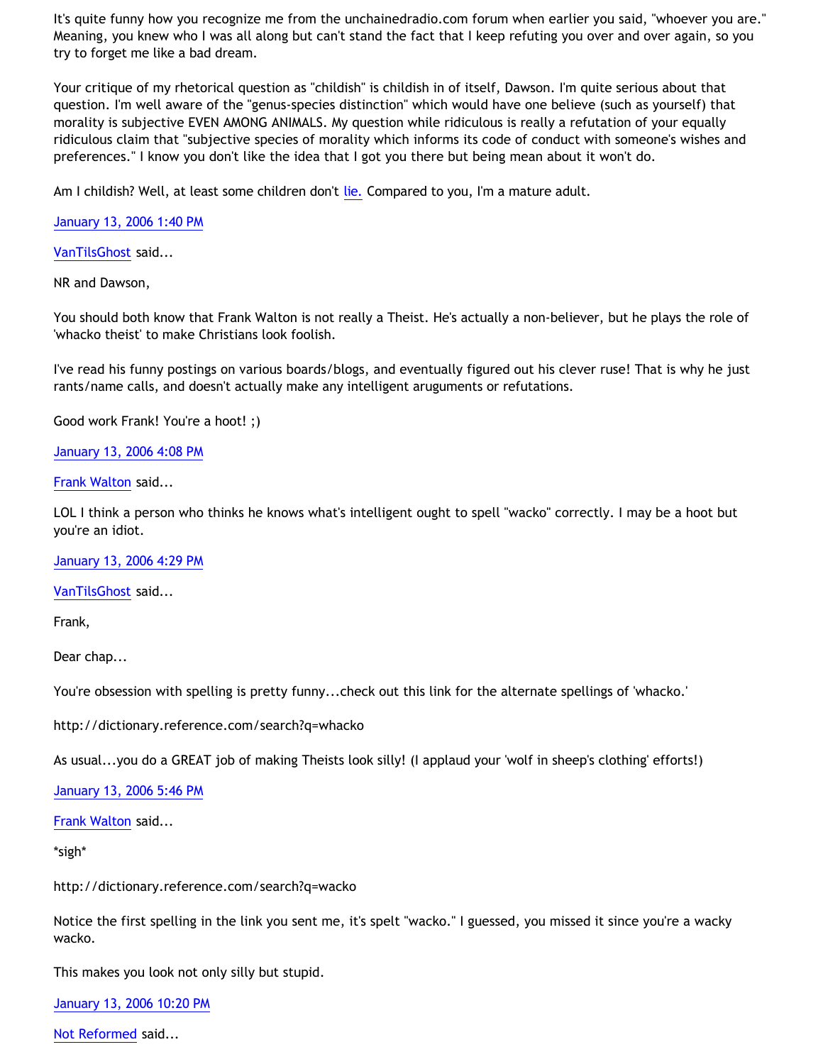It's quite funny how you recognize me from the unchainedradio.com forum when earlier you said, "whoever you are." Meaning, you knew who I was all along but can't stand the fact that I keep refuting you over and over again, so you try to forget me like a bad dream.

Your critique of my rhetorical question as "childish" is childish in of itself, Dawson. I'm quite serious about that question. I'm well aware of the "genus-species distinction" which would have one believe (such as yourself) that morality is subjective EVEN AMONG ANIMALS. My question while ridiculous is really a refutation of your equally ridiculous claim that "subjective species of morality which informs its code of conduct with someone's wishes and preferences." I know you don't like the idea that I got you there but being mean about it won't do.

Am I childish? Well, at least some children don't lie. Compared to you, I'm a mature adult.

January 13, 2006 1:40 PM

VanTilsGhost said...

NR and Dawson,

You should both know that Frank Walton is not really a Theist. He's actually a non-believer, but he plays the role of 'whacko theist' to make Christians look foolish.

I've read his funny postings on various boards/blogs, and eventually figured out his clever ruse! That is why he just rants/name calls, and doesn't actually make any intelligent aruguments or refutations.

Good work Frank! You're a hoot! ;)

January 13, 2006 4:08 PM

Frank Walton said...

LOL I think a person who thinks he knows what's intelligent ought to spell "wacko" correctly. I may be a hoot but you're an idiot.

January 13, 2006 4:29 PM

VanTilsGhost said...

Frank,

Dear chap...

You're obsession with spelling is pretty funny...check out this link for the alternate spellings of 'whacko.'

http://dictionary.reference.com/search?q=whacko

As usual...you do a GREAT job of making Theists look silly! (I applaud your 'wolf in sheep's clothing' efforts!)

January 13, 2006 5:46 PM

Frank Walton said...

*sigh*

http://dictionary.reference.com/search?q=wacko

Notice the first spelling in the link you sent me, it's spelt "wacko." I guessed, you missed it since you're a wacky wacko.

This makes you look not only silly but stupid.

January 13, 2006 10:20 PM

Not Reformed said...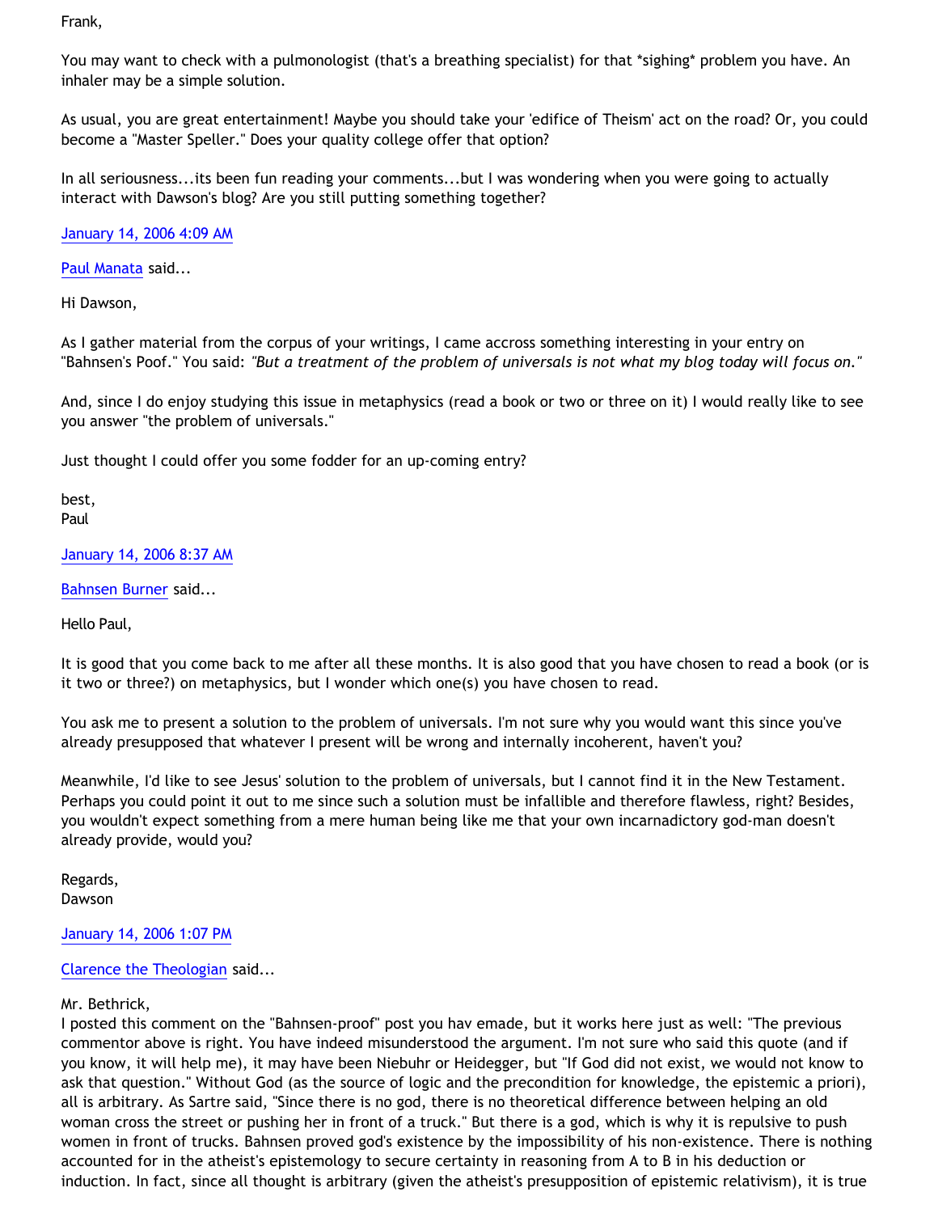Frank,

You may want to check with a pulmonologist (that's a breathing specialist) for that *sighing* problem you have. An inhaler may be a simple solution.

As usual, you are great entertainment! Maybe you should take your 'edifice of Theism' act on the road? Or, you could become a "Master Speller." Does your quality college offer that option?

In all seriousness...its been fun reading your comments...but I was wondering when you were going to actually interact with Dawson's blog? Are you still putting something together?

January 14, 2006 4:09 AM

Paul Manata said...

Hi Dawson,

As I gather material from the corpus of your writings, I came accross something interesting in your entry on "Bahnsen's Poof." You said: *"But a treatment of the problem of universals is not what my blog today will focus on."*

And, since I do enjoy studying this issue in metaphysics (read a book or two or three on it) I would really like to see you answer "the problem of universals."

Just thought I could offer you some fodder for an up-coming entry?

best,
Paul

January 14, 2006 8:37 AM

Bahnsen Burner said...

Hello Paul,

It is good that you come back to me after all these months. It is also good that you have chosen to read a book (or is it two or three?) on metaphysics, but I wonder which one(s) you have chosen to read.

You ask me to present a solution to the problem of universals. I'm not sure why you would want this since you've already presupposed that whatever I present will be wrong and internally incoherent, haven't you?

Meanwhile, I'd like to see Jesus' solution to the problem of universals, but I cannot find it in the New Testament. Perhaps you could point it out to me since such a solution must be infallible and therefore flawless, right? Besides, you wouldn't expect something from a mere human being like me that your own incarnadictory god-man doesn't already provide, would you?

Regards,
Dawson

January 14, 2006 1:07 PM

Clarence the Theologian said...

Mr. Bethrick,
I posted this comment on the "Bahnsen-proof" post you hav emade, but it works here just as well: "The previous commentor above is right. You have indeed misunderstood the argument. I'm not sure who said this quote (and if you know, it will help me), it may have been Niebuhr or Heidegger, but "If God did not exist, we would not know to ask that question." Without God (as the source of logic and the precondition for knowledge, the epistemic a priori), all is arbitrary. As Sartre said, "Since there is no god, there is no theoretical difference between helping an old woman cross the street or pushing her in front of a truck." But there is a god, which is why it is repulsive to push women in front of trucks. Bahnsen proved god's existence by the impossibility of his non-existence. There is nothing accounted for in the atheist's epistemology to secure certainty in reasoning from A to B in his deduction or induction. In fact, since all thought is arbitrary (given the atheist's presupposition of epistemic relativism), it is true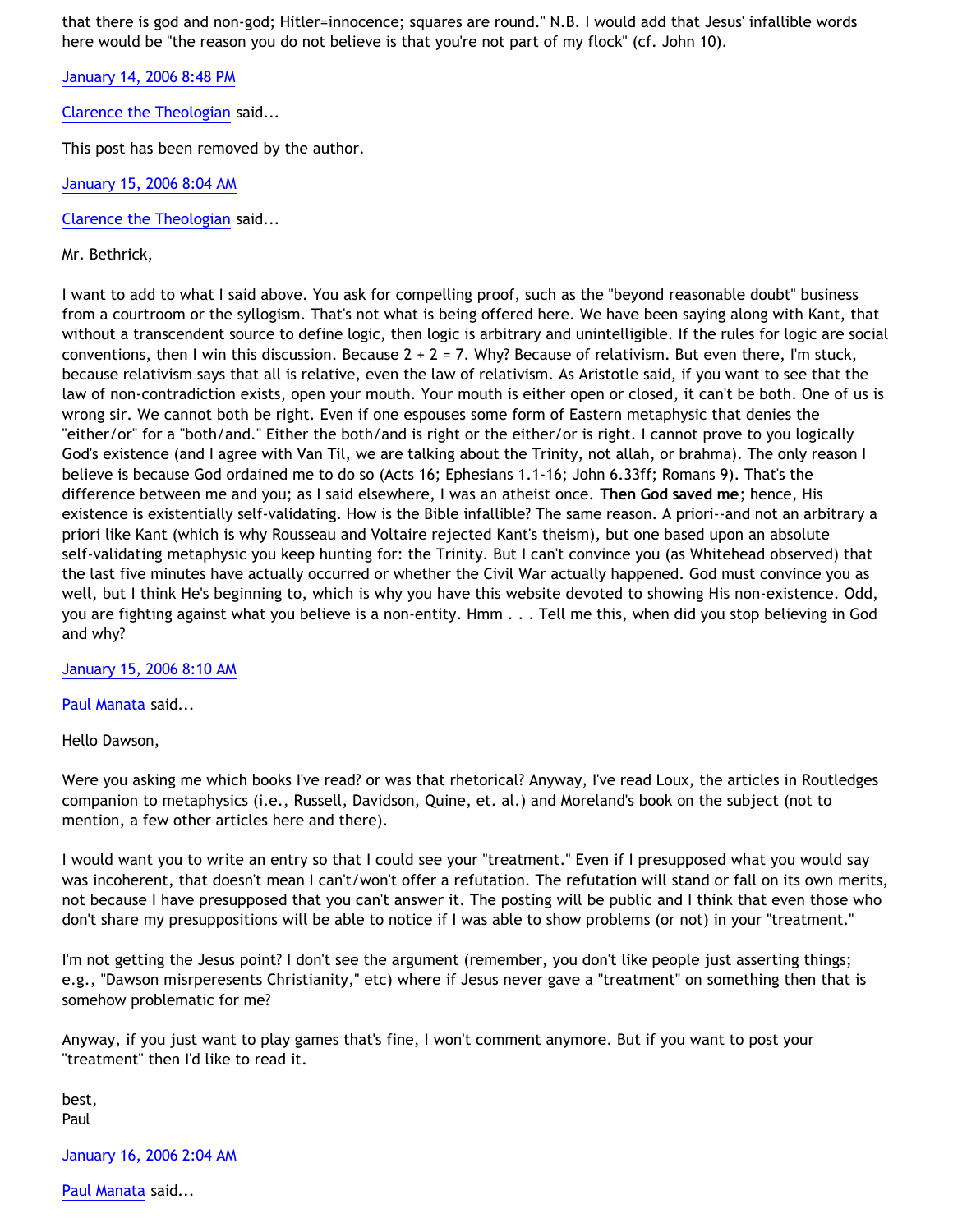that there is god and non-god; Hitler=innocence; squares are round." N.B. I would add that Jesus' infallible words here would be "the reason you do not believe is that you're not part of my flock" (cf. John 10).

January 14, 2006 8:48 PM

Clarence the Theologian said...

This post has been removed by the author.

January 15, 2006 8:04 AM

Clarence the Theologian said...

Mr. Bethrick,

I want to add to what I said above. You ask for compelling proof, such as the "beyond reasonable doubt" business from a courtroom or the syllogism. That's not what is being offered here. We have been saying along with Kant, that without a transcendent source to define logic, then logic is arbitrary and unintelligible. If the rules for logic are social conventions, then I win this discussion. Because 2 + 2 = 7. Why? Because of relativism. But even there, I'm stuck, because relativism says that all is relative, even the law of relativism. As Aristotle said, if you want to see that the law of non-contradiction exists, open your mouth. Your mouth is either open or closed, it can't be both. One of us is wrong sir. We cannot both be right. Even if one espouses some form of Eastern metaphysic that denies the "either/or" for a "both/and." Either the both/and is right or the either/or is right. I cannot prove to you logically God's existence (and I agree with Van Til, we are talking about the Trinity, not allah, or brahma). The only reason I believe is because God ordained me to do so (Acts 16; Ephesians 1.1-16; John 6.33ff; Romans 9). That's the difference between me and you; as I said elsewhere, I was an atheist once. **Then God saved me**; hence, His existence is existentially self-validating. How is the Bible infallible? The same reason. A priori--and not an arbitrary a priori like Kant (which is why Rousseau and Voltaire rejected Kant's theism), but one based upon an absolute self-validating metaphysic you keep hunting for: the Trinity. But I can't convince you (as Whitehead observed) that the last five minutes have actually occurred or whether the Civil War actually happened. God must convince you as well, but I think He's beginning to, which is why you have this website devoted to showing His non-existence. Odd, you are fighting against what you believe is a non-entity. Hmm . . . Tell me this, when did you stop believing in God and why?

January 15, 2006 8:10 AM

Paul Manata said...

Hello Dawson,

Were you asking me which books I've read? or was that rhetorical? Anyway, I've read Loux, the articles in Routledges companion to metaphysics (i.e., Russell, Davidson, Quine, et. al.) and Moreland's book on the subject (not to mention, a few other articles here and there).

I would want you to write an entry so that I could see your "treatment." Even if I presupposed what you would say was incoherent, that doesn't mean I can't/won't offer a refutation. The refutation will stand or fall on its own merits, not because I have presupposed that you can't answer it. The posting will be public and I think that even those who don't share my presuppositions will be able to notice if I was able to show problems (or not) in your "treatment."

I'm not getting the Jesus point? I don't see the argument (remember, you don't like people just asserting things; e.g., "Dawson misrperesents Christianity," etc) where if Jesus never gave a "treatment" on something then that is somehow problematic for me?

Anyway, if you just want to play games that's fine, I won't comment anymore. But if you want to post your "treatment" then I'd like to read it.

best,
Paul

January 16, 2006 2:04 AM

Paul Manata said...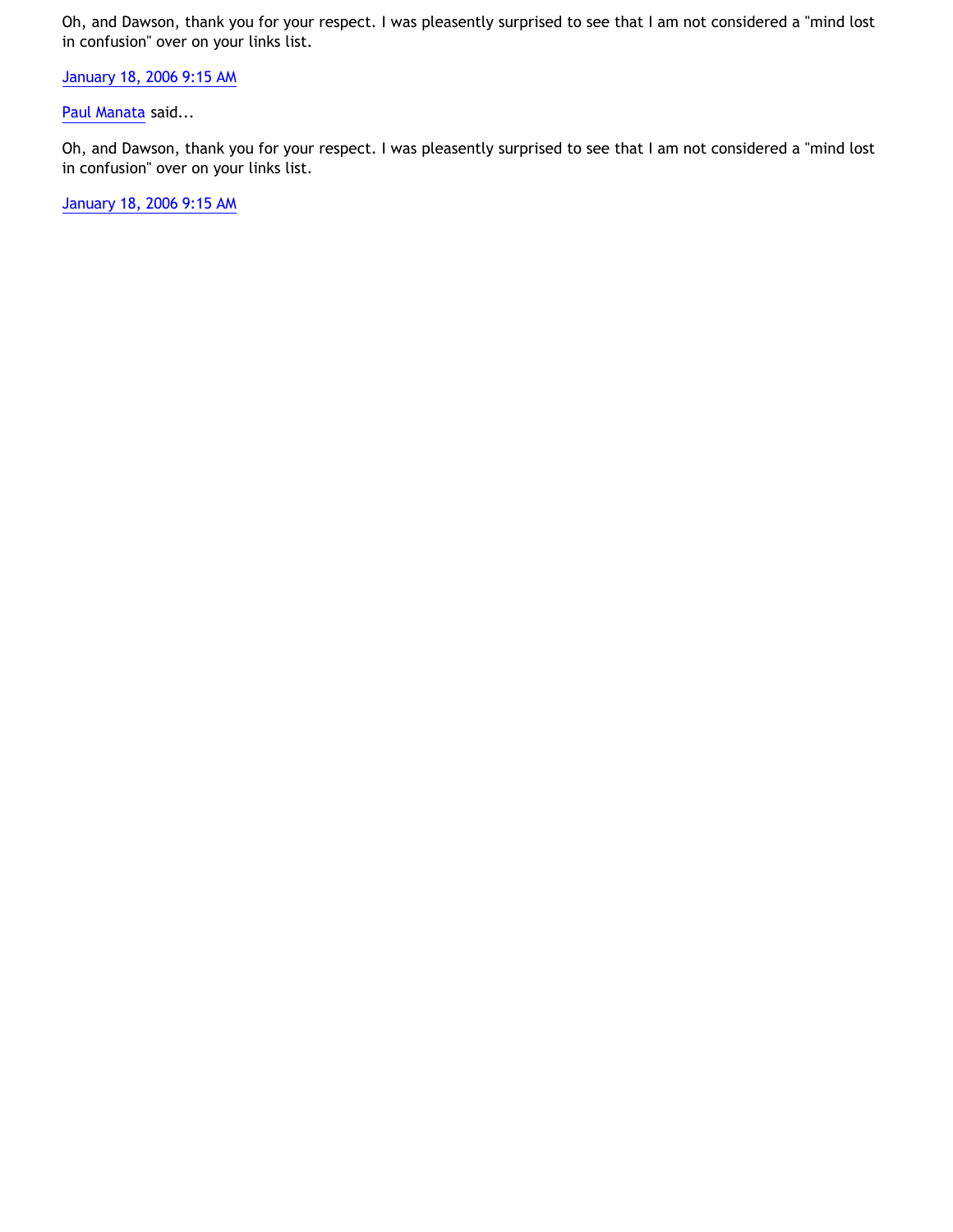Oh, and Dawson, thank you for your respect. I was pleasently surprised to see that I am not considered a "mind lost in confusion" over on your links list.

January 18, 2006 9:15 AM

Paul Manata said...

Oh, and Dawson, thank you for your respect. I was pleasently surprised to see that I am not considered a "mind lost in confusion" over on your links list.

January 18, 2006 9:15 AM